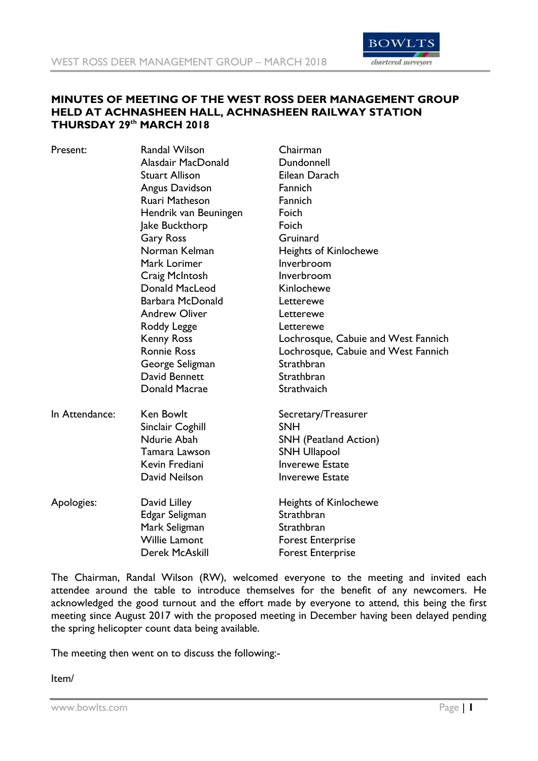# MINUTES OF MEETING OF THE WEST ROSS DEER MANAGEMENT GROUP HELD AT ACHNASHEEN HALL, ACHNASHEEN RAILWAY STATION THURSDAY 29th MARCH 2018

| | | |
|---|---|---|
| Present: | Randal Wilson | Chairman |
| | Alasdair MacDonald | Dundonnell |
| | Stuart Allison | Eilean Darach |
| | Angus Davidson | Fannich |
| | Ruari Matheson | Fannich |
| | Hendrik van Beuningen | Foich |
| | Jake Buckthorp | Foich |
| | Gary Ross | Gruinard |
| | Norman Kelman | Heights of Kinlochewe |
| | Mark Lorimer | Inverbroom |
| | Craig McIntosh | Inverbroom |
| | Donald MacLeod | Kinlochewe |
| | Barbara McDonald | Letterewe |
| | Andrew Oliver | Letterewe |
| | Roddy Legge | Letterewe |
| | Kenny Ross | Lochrosque, Cabuie and West Fannich |
| | Ronnie Ross | Lochrosque, Cabuie and West Fannich |
| | George Seligman | Strathbran |
| | David Bennett | Strathbran |
| | Donald Macrae | Strathvaich |
| In Attendance: | Ken Bowlt | Secretary/Treasurer |
| | Sinclair Coghill | SNH |
| | Ndurie Abah | SNH (Peatland Action) |
| | Tamara Lawson | SNH Ullapool |
| | Kevin Frediani | Inverewe Estate |
| | David Neilson | Inverewe Estate |
| Apologies: | David Lilley | Heights of Kinlochewe |
| | Edgar Seligman | Strathbran |
| | Mark Seligman | Strathbran |
| | Willie Lamont | Forest Enterprise |
| | Derek McAskill | Forest Enterprise |

The Chairman, Randal Wilson (RW), welcomed everyone to the meeting and invited each attendee around the table to introduce themselves for the benefit of any newcomers. He acknowledged the good turnout and the effort made by everyone to attend, this being the first meeting since August 2017 with the proposed meeting in December having been delayed pending the spring helicopter count data being available.

The meeting then went on to discuss the following:-

Item/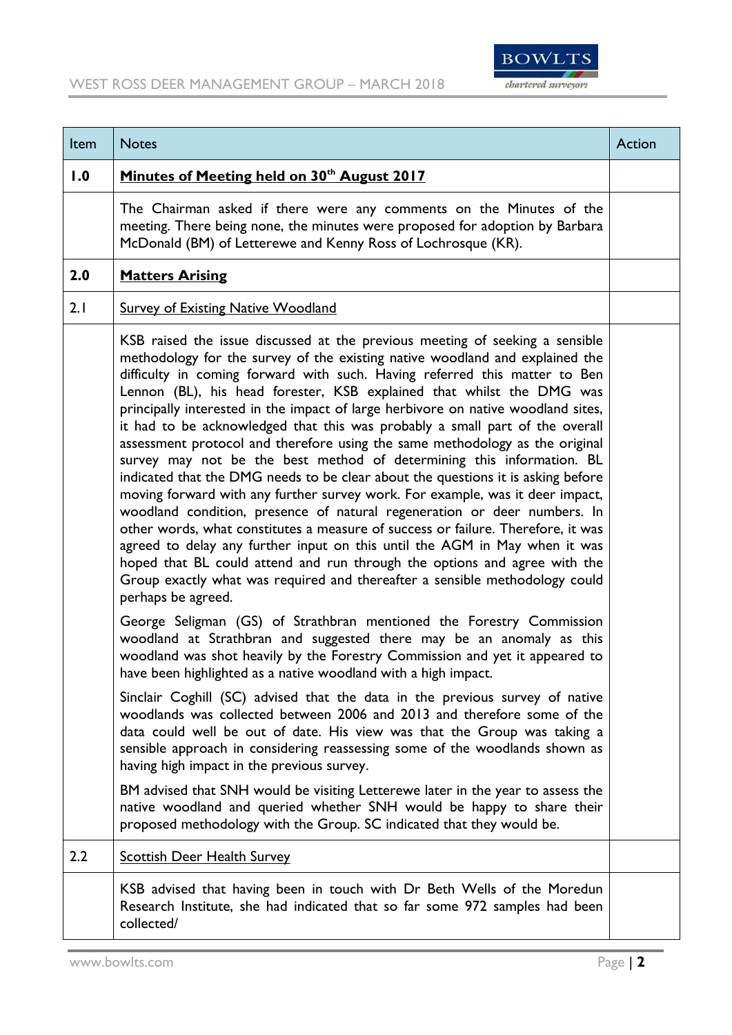| Item | Notes | Action |
|---|---|---|
| **1.0** | **Minutes of Meeting held on 30th August 2017** | |
| | The Chairman asked if there were any comments on the Minutes of the meeting. There being none, the minutes were proposed for adoption by Barbara McDonald (BM) of Letterewe and Kenny Ross of Lochrosque (KR). | |
| **2.0** | **Matters Arising** | |
| 2.1 | Survey of Existing Native Woodland | |
| | KSB raised the issue discussed at the previous meeting of seeking a sensible methodology for the survey of the existing native woodland and explained the difficulty in coming forward with such. Having referred this matter to Ben Lennon (BL), his head forester, KSB explained that whilst the DMG was principally interested in the impact of large herbivore on native woodland sites, it had to be acknowledged that this was probably a small part of the overall assessment protocol and therefore using the same methodology as the original survey may not be the best method of determining this information. BL indicated that the DMG needs to be clear about the questions it is asking before moving forward with any further survey work. For example, was it deer impact, woodland condition, presence of natural regeneration or deer numbers. In other words, what constitutes a measure of success or failure. Therefore, it was agreed to delay any further input on this until the AGM in May when it was hoped that BL could attend and run through the options and agree with the Group exactly what was required and thereafter a sensible methodology could perhaps be agreed.<br><br>George Seligman (GS) of Strathbran mentioned the Forestry Commission woodland at Strathbran and suggested there may be an anomaly as this woodland was shot heavily by the Forestry Commission and yet it appeared to have been highlighted as a native woodland with a high impact.<br><br>Sinclair Coghill (SC) advised that the data in the previous survey of native woodlands was collected between 2006 and 2013 and therefore some of the data could well be out of date. His view was that the Group was taking a sensible approach in considering reassessing some of the woodlands shown as having high impact in the previous survey.<br><br>BM advised that SNH would be visiting Letterewe later in the year to assess the native woodland and queried whether SNH would be happy to share their proposed methodology with the Group. SC indicated that they would be. | |
| 2.2 | Scottish Deer Health Survey | |
| | KSB advised that having been in touch with Dr Beth Wells of the Moredun Research Institute, she had indicated that so far some 972 samples had been collected/ | |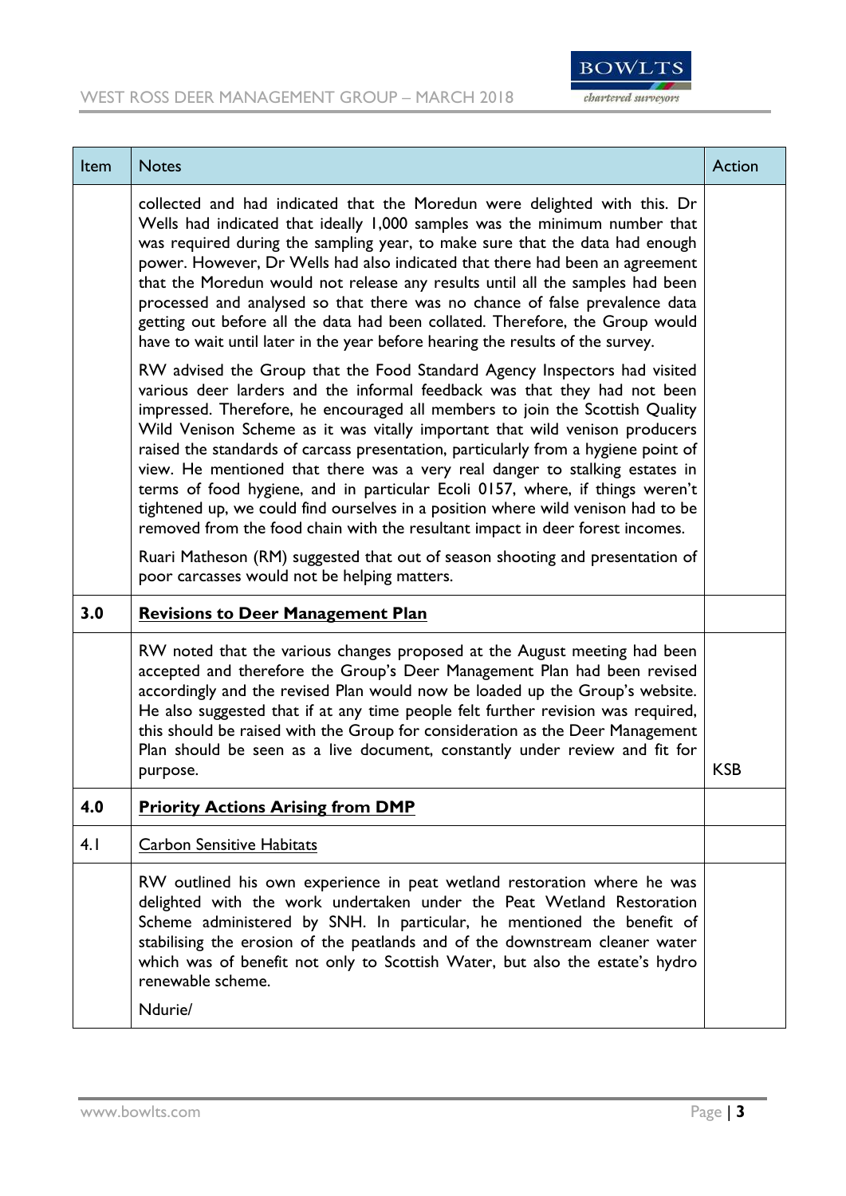| Item | Notes | Action |
|---|---|---|
| | collected and had indicated that the Moredun were delighted with this. Dr Wells had indicated that ideally 1,000 samples was the minimum number that was required during the sampling year, to make sure that the data had enough power. However, Dr Wells had also indicated that there had been an agreement that the Moredun would not release any results until all the samples had been processed and analysed so that there was no chance of false prevalence data getting out before all the data had been collated. Therefore, the Group would have to wait until later in the year before hearing the results of the survey.<br><br>RW advised the Group that the Food Standard Agency Inspectors had visited various deer larders and the informal feedback was that they had not been impressed. Therefore, he encouraged all members to join the Scottish Quality Wild Venison Scheme as it was vitally important that wild venison producers raised the standards of carcass presentation, particularly from a hygiene point of view. He mentioned that there was a very real danger to stalking estates in terms of food hygiene, and in particular Ecoli 0157, where, if things weren't tightened up, we could find ourselves in a position where wild venison had to be removed from the food chain with the resultant impact in deer forest incomes.<br><br>Ruari Matheson (RM) suggested that out of season shooting and presentation of poor carcasses would not be helping matters. | |
| **3.0** | **<u>Revisions to Deer Management Plan</u>** | |
| | RW noted that the various changes proposed at the August meeting had been accepted and therefore the Group's Deer Management Plan had been revised accordingly and the revised Plan would now be loaded up the Group's website. He also suggested that if at any time people felt further revision was required, this should be raised with the Group for consideration as the Deer Management Plan should be seen as a live document, constantly under review and fit for purpose. | KSB |
| **4.0** | **<u>Priority Actions Arising from DMP</u>** | |
| 4.1 | <u>Carbon Sensitive Habitats</u> | |
| | RW outlined his own experience in peat wetland restoration where he was delighted with the work undertaken under the Peat Wetland Restoration Scheme administered by SNH. In particular, he mentioned the benefit of stabilising the erosion of the peatlands and of the downstream cleaner water which was of benefit not only to Scottish Water, but also the estate's hydro renewable scheme.<br><br>Ndurie/ | |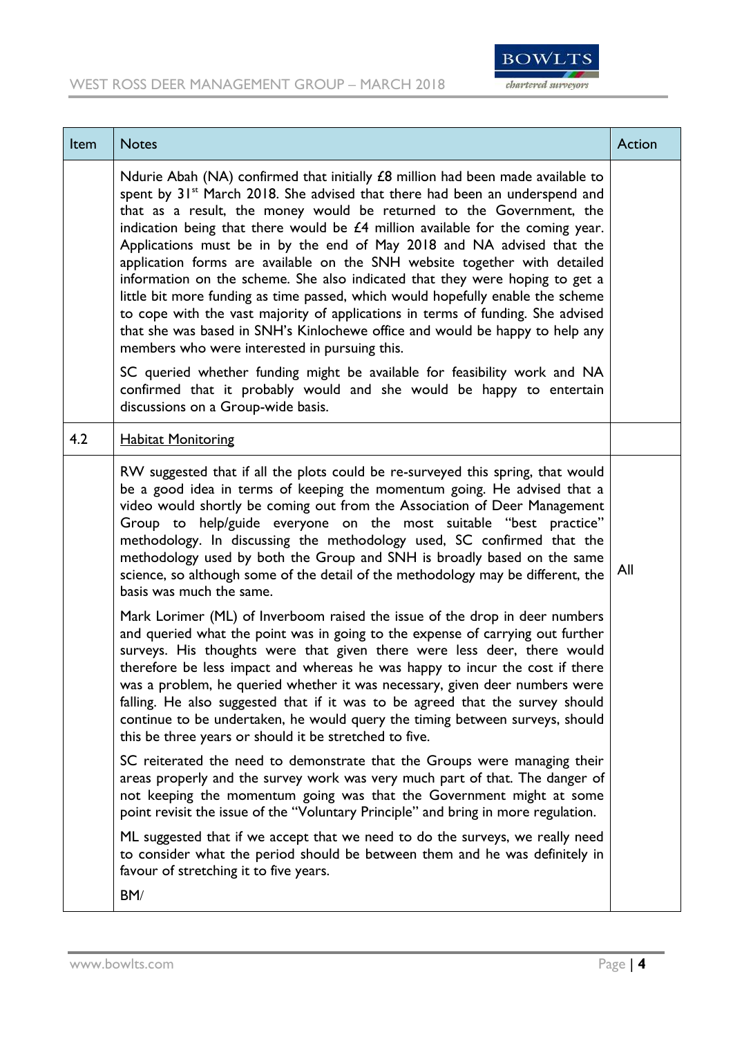| Item | Notes | Action |
|---|---|---|
| | Ndurie Abah (NA) confirmed that initially £8 million had been made available to spent by 31st March 2018. She advised that there had been an underspend and that as a result, the money would be returned to the Government, the indication being that there would be £4 million available for the coming year. Applications must be in by the end of May 2018 and NA advised that the application forms are available on the SNH website together with detailed information on the scheme. She also indicated that they were hoping to get a little bit more funding as time passed, which would hopefully enable the scheme to cope with the vast majority of applications in terms of funding. She advised that she was based in SNH's Kinlochewe office and would be happy to help any members who were interested in pursuing this.<br><br>SC queried whether funding might be available for feasibility work and NA confirmed that it probably would and she would be happy to entertain discussions on a Group-wide basis. | |
| 4.2 | Habitat Monitoring | |
| | RW suggested that if all the plots could be re-surveyed this spring, that would be a good idea in terms of keeping the momentum going. He advised that a video would shortly be coming out from the Association of Deer Management Group to help/guide everyone on the most suitable "best practice" methodology. In discussing the methodology used, SC confirmed that the methodology used by both the Group and SNH is broadly based on the same science, so although some of the detail of the methodology may be different, the basis was much the same.<br><br>Mark Lorimer (ML) of Inverboom raised the issue of the drop in deer numbers and queried what the point was in going to the expense of carrying out further surveys. His thoughts were that given there were less deer, there would therefore be less impact and whereas he was happy to incur the cost if there was a problem, he queried whether it was necessary, given deer numbers were falling. He also suggested that if it was to be agreed that the survey should continue to be undertaken, he would query the timing between surveys, should this be three years or should it be stretched to five.<br><br>SC reiterated the need to demonstrate that the Groups were managing their areas properly and the survey work was very much part of that. The danger of not keeping the momentum going was that the Government might at some point revisit the issue of the "Voluntary Principle" and bring in more regulation.<br><br>ML suggested that if we accept that we need to do the surveys, we really need to consider what the period should be between them and he was definitely in favour of stretching it to five years.<br><br>BM/ | All |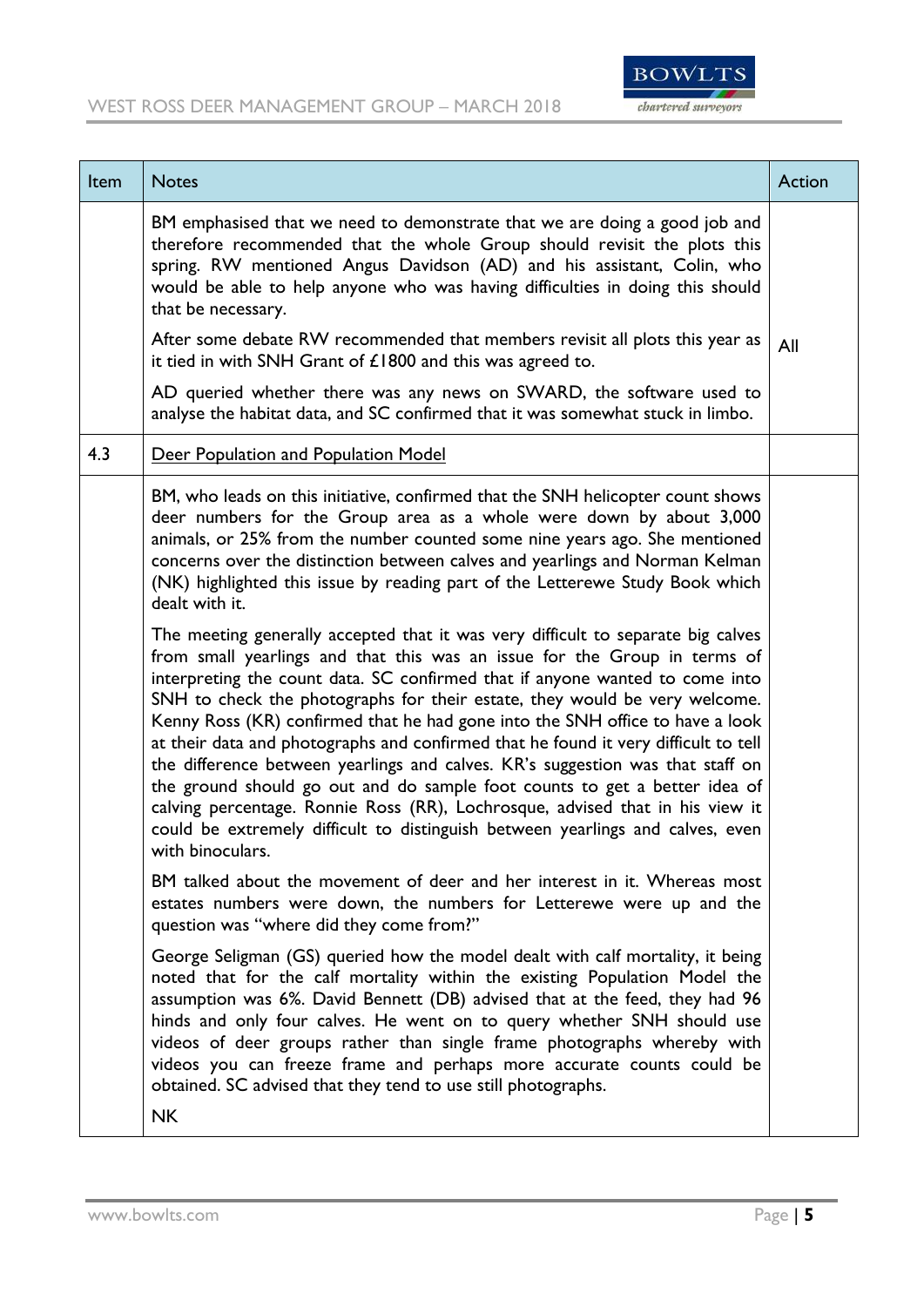| Item | Notes | Action |
|---|---|---|
| | BM emphasised that we need to demonstrate that we are doing a good job and therefore recommended that the whole Group should revisit the plots this spring. RW mentioned Angus Davidson (AD) and his assistant, Colin, who would be able to help anyone who was having difficulties in doing this should that be necessary.<br><br>After some debate RW recommended that members revisit all plots this year as it tied in with SNH Grant of £1800 and this was agreed to.<br><br>AD queried whether there was any news on SWARD, the software used to analyse the habitat data, and SC confirmed that it was somewhat stuck in limbo. | All |
| 4.3 | <u>Deer Population and Population Model</u> | |
| | BM, who leads on this initiative, confirmed that the SNH helicopter count shows deer numbers for the Group area as a whole were down by about 3,000 animals, or 25% from the number counted some nine years ago. She mentioned concerns over the distinction between calves and yearlings and Norman Kelman (NK) highlighted this issue by reading part of the Letterewe Study Book which dealt with it.<br><br>The meeting generally accepted that it was very difficult to separate big calves from small yearlings and that this was an issue for the Group in terms of interpreting the count data. SC confirmed that if anyone wanted to come into SNH to check the photographs for their estate, they would be very welcome. Kenny Ross (KR) confirmed that he had gone into the SNH office to have a look at their data and photographs and confirmed that he found it very difficult to tell the difference between yearlings and calves. KR's suggestion was that staff on the ground should go out and do sample foot counts to get a better idea of calving percentage. Ronnie Ross (RR), Lochrosque, advised that in his view it could be extremely difficult to distinguish between yearlings and calves, even with binoculars.<br><br>BM talked about the movement of deer and her interest in it. Whereas most estates numbers were down, the numbers for Letterewe were up and the question was "where did they come from?"<br><br>George Seligman (GS) queried how the model dealt with calf mortality, it being noted that for the calf mortality within the existing Population Model the assumption was 6%. David Bennett (DB) advised that at the feed, they had 96 hinds and only four calves. He went on to query whether SNH should use videos of deer groups rather than single frame photographs whereby with videos you can freeze frame and perhaps more accurate counts could be obtained. SC advised that they tend to use still photographs.<br><br>NK | |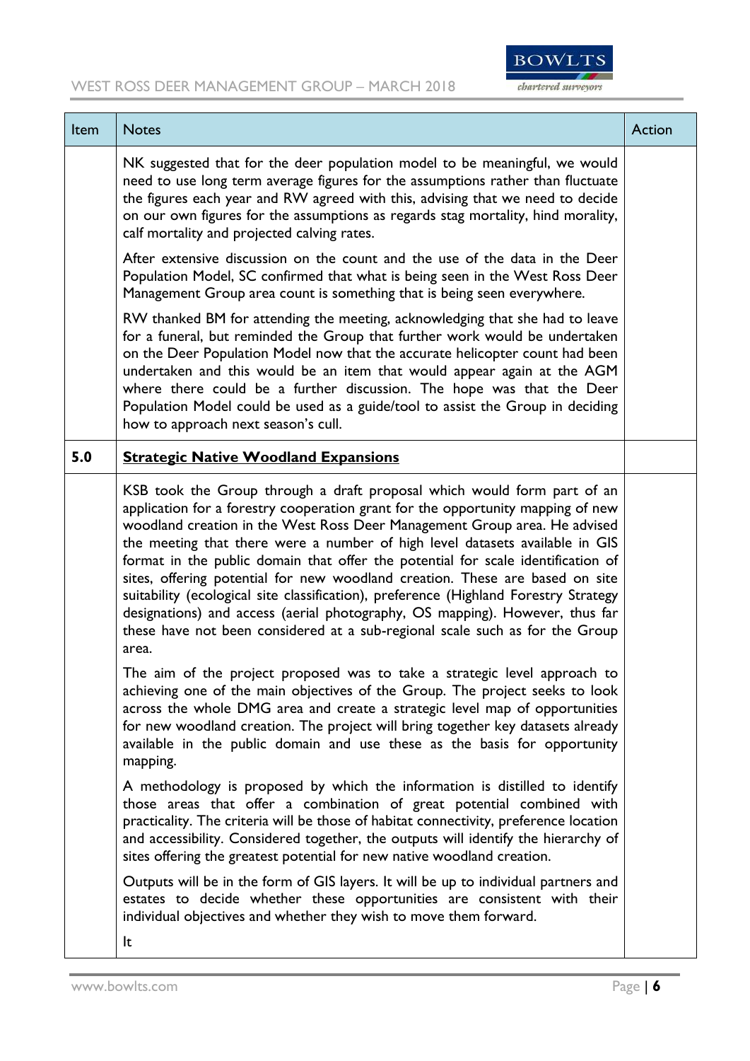| Item | Notes | Action |
|---|---|---|
| | NK suggested that for the deer population model to be meaningful, we would need to use long term average figures for the assumptions rather than fluctuate the figures each year and RW agreed with this, advising that we need to decide on our own figures for the assumptions as regards stag mortality, hind morality, calf mortality and projected calving rates.<br><br>After extensive discussion on the count and the use of the data in the Deer Population Model, SC confirmed that what is being seen in the West Ross Deer Management Group area count is something that is being seen everywhere.<br><br>RW thanked BM for attending the meeting, acknowledging that she had to leave for a funeral, but reminded the Group that further work would be undertaken on the Deer Population Model now that the accurate helicopter count had been undertaken and this would be an item that would appear again at the AGM where there could be a further discussion. The hope was that the Deer Population Model could be used as a guide/tool to assist the Group in deciding how to approach next season's cull. | |
| **5.0** | **Strategic Native Woodland Expansions** | |
| | KSB took the Group through a draft proposal which would form part of an application for a forestry cooperation grant for the opportunity mapping of new woodland creation in the West Ross Deer Management Group area. He advised the meeting that there were a number of high level datasets available in GIS format in the public domain that offer the potential for scale identification of sites, offering potential for new woodland creation. These are based on site suitability (ecological site classification), preference (Highland Forestry Strategy designations) and access (aerial photography, OS mapping). However, thus far these have not been considered at a sub-regional scale such as for the Group area.<br><br>The aim of the project proposed was to take a strategic level approach to achieving one of the main objectives of the Group. The project seeks to look across the whole DMG area and create a strategic level map of opportunities for new woodland creation. The project will bring together key datasets already available in the public domain and use these as the basis for opportunity mapping.<br><br>A methodology is proposed by which the information is distilled to identify those areas that offer a combination of great potential combined with practicality. The criteria will be those of habitat connectivity, preference location and accessibility. Considered together, the outputs will identify the hierarchy of sites offering the greatest potential for new native woodland creation.<br><br>Outputs will be in the form of GIS layers. It will be up to individual partners and estates to decide whether these opportunities are consistent with their individual objectives and whether they wish to move them forward.<br><br>It | |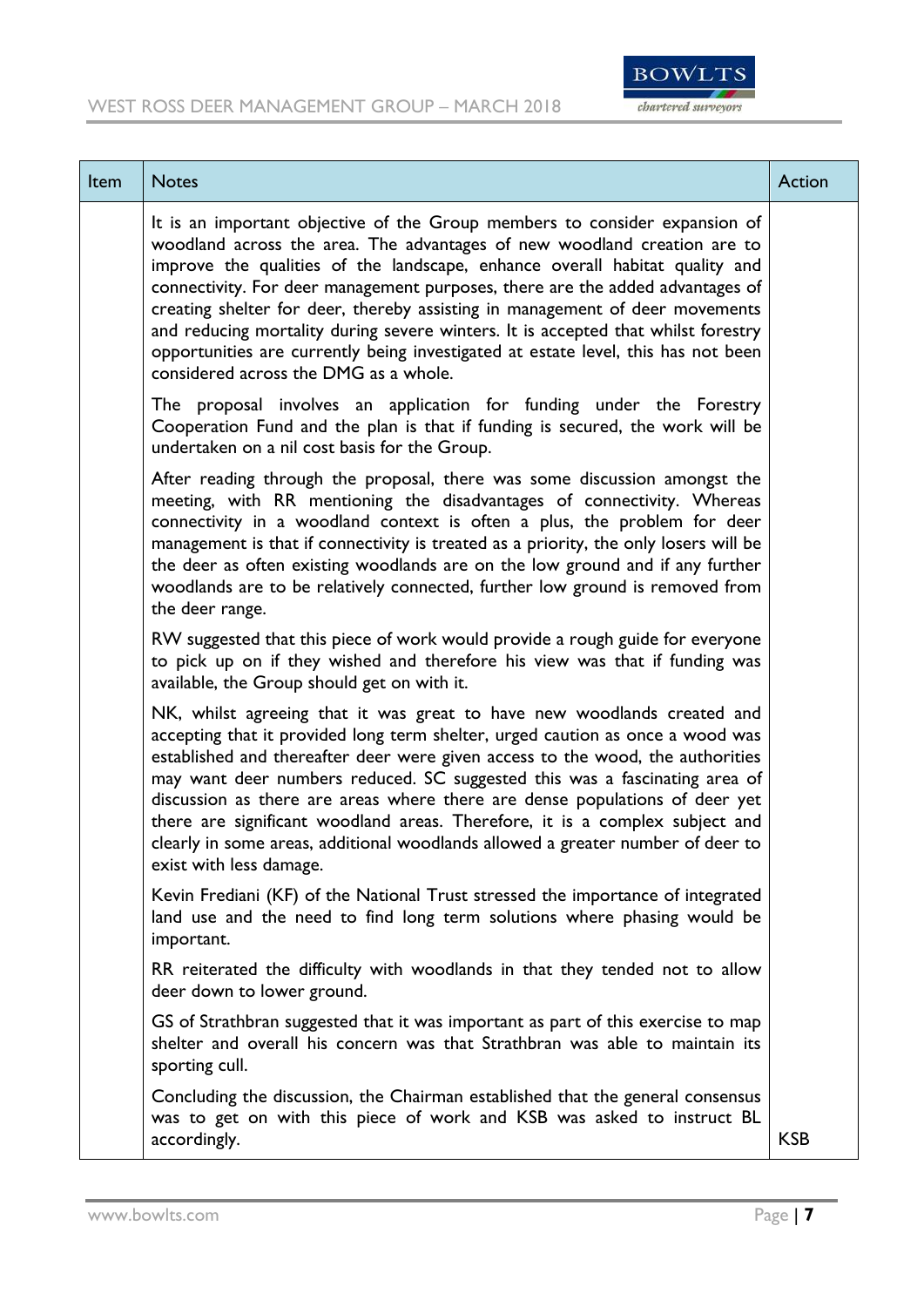| Item | Notes | Action |
|---|---|---|
| | It is an important objective of the Group members to consider expansion of woodland across the area. The advantages of new woodland creation are to improve the qualities of the landscape, enhance overall habitat quality and connectivity. For deer management purposes, there are the added advantages of creating shelter for deer, thereby assisting in management of deer movements and reducing mortality during severe winters. It is accepted that whilst forestry opportunities are currently being investigated at estate level, this has not been considered across the DMG as a whole.<br><br>The proposal involves an application for funding under the Forestry Cooperation Fund and the plan is that if funding is secured, the work will be undertaken on a nil cost basis for the Group.<br><br>After reading through the proposal, there was some discussion amongst the meeting, with RR mentioning the disadvantages of connectivity. Whereas connectivity in a woodland context is often a plus, the problem for deer management is that if connectivity is treated as a priority, the only losers will be the deer as often existing woodlands are on the low ground and if any further woodlands are to be relatively connected, further low ground is removed from the deer range.<br><br>RW suggested that this piece of work would provide a rough guide for everyone to pick up on if they wished and therefore his view was that if funding was available, the Group should get on with it.<br><br>NK, whilst agreeing that it was great to have new woodlands created and accepting that it provided long term shelter, urged caution as once a wood was established and thereafter deer were given access to the wood, the authorities may want deer numbers reduced. SC suggested this was a fascinating area of discussion as there are areas where there are dense populations of deer yet there are significant woodland areas. Therefore, it is a complex subject and clearly in some areas, additional woodlands allowed a greater number of deer to exist with less damage.<br><br>Kevin Frediani (KF) of the National Trust stressed the importance of integrated land use and the need to find long term solutions where phasing would be important.<br><br>RR reiterated the difficulty with woodlands in that they tended not to allow deer down to lower ground.<br><br>GS of Strathbran suggested that it was important as part of this exercise to map shelter and overall his concern was that Strathbran was able to maintain its sporting cull.<br><br>Concluding the discussion, the Chairman established that the general consensus was to get on with this piece of work and KSB was asked to instruct BL accordingly. | KSB |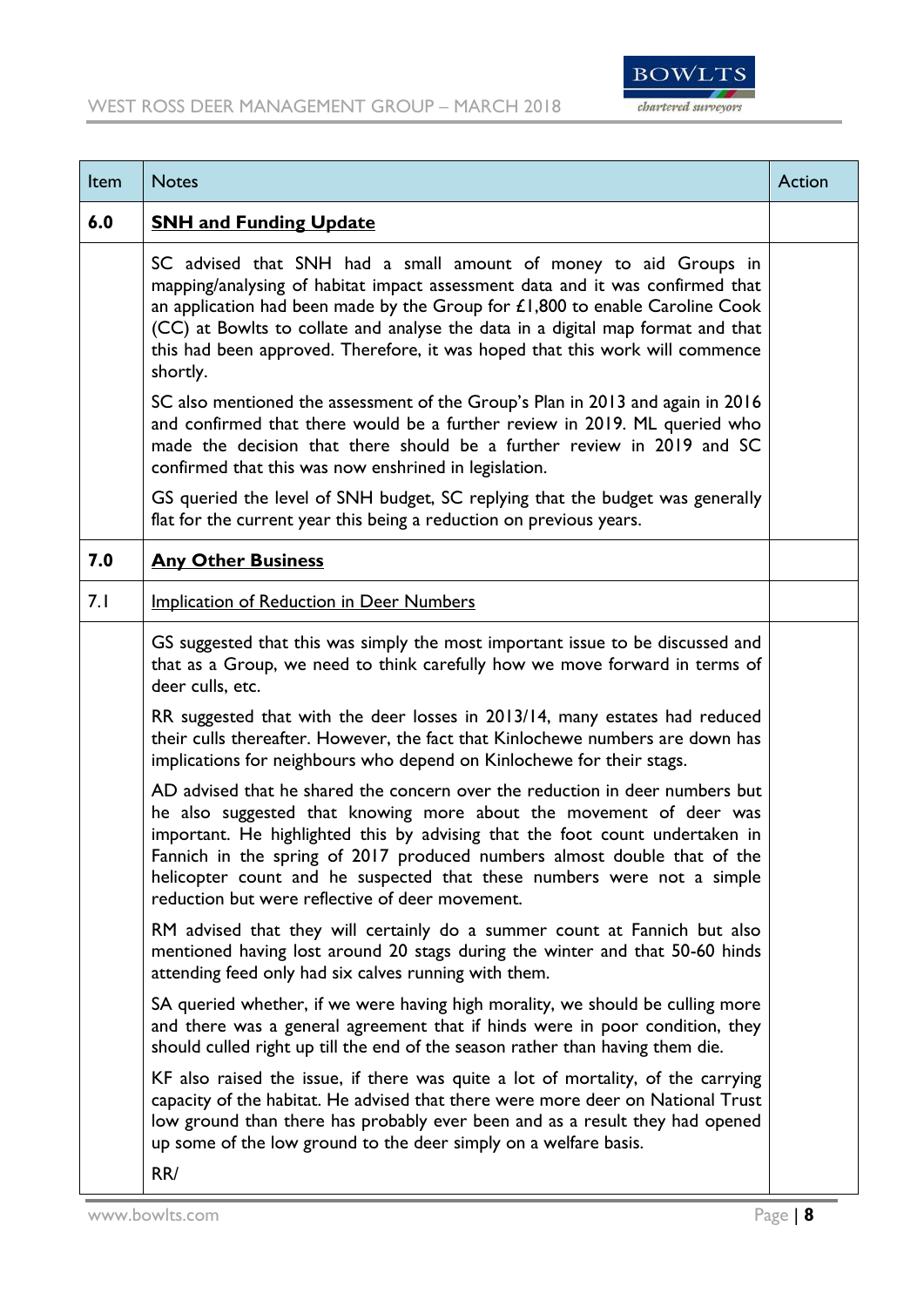| Item | Notes | Action |
|---|---|---|
| **6.0** | **<u>SNH and Funding Update</u>** | |
| | SC advised that SNH had a small amount of money to aid Groups in mapping/analysing of habitat impact assessment data and it was confirmed that an application had been made by the Group for £1,800 to enable Caroline Cook (CC) at Bowlts to collate and analyse the data in a digital map format and that this had been approved. Therefore, it was hoped that this work will commence shortly.<br><br>SC also mentioned the assessment of the Group's Plan in 2013 and again in 2016 and confirmed that there would be a further review in 2019. ML queried who made the decision that there should be a further review in 2019 and SC confirmed that this was now enshrined in legislation.<br><br>GS queried the level of SNH budget, SC replying that the budget was generally flat for the current year this being a reduction on previous years. | |
| **7.0** | **<u>Any Other Business</u>** | |
| 7.1 | <u>Implication of Reduction in Deer Numbers</u> | |
| | GS suggested that this was simply the most important issue to be discussed and that as a Group, we need to think carefully how we move forward in terms of deer culls, etc.<br><br>RR suggested that with the deer losses in 2013/14, many estates had reduced their culls thereafter. However, the fact that Kinlochewe numbers are down has implications for neighbours who depend on Kinlochewe for their stags.<br><br>AD advised that he shared the concern over the reduction in deer numbers but he also suggested that knowing more about the movement of deer was important. He highlighted this by advising that the foot count undertaken in Fannich in the spring of 2017 produced numbers almost double that of the helicopter count and he suspected that these numbers were not a simple reduction but were reflective of deer movement.<br><br>RM advised that they will certainly do a summer count at Fannich but also mentioned having lost around 20 stags during the winter and that 50-60 hinds attending feed only had six calves running with them.<br><br>SA queried whether, if we were having high morality, we should be culling more and there was a general agreement that if hinds were in poor condition, they should culled right up till the end of the season rather than having them die.<br><br>KF also raised the issue, if there was quite a lot of mortality, of the carrying capacity of the habitat. He advised that there were more deer on National Trust low ground than there has probably ever been and as a result they had opened up some of the low ground to the deer simply on a welfare basis.<br><br>RR/ | |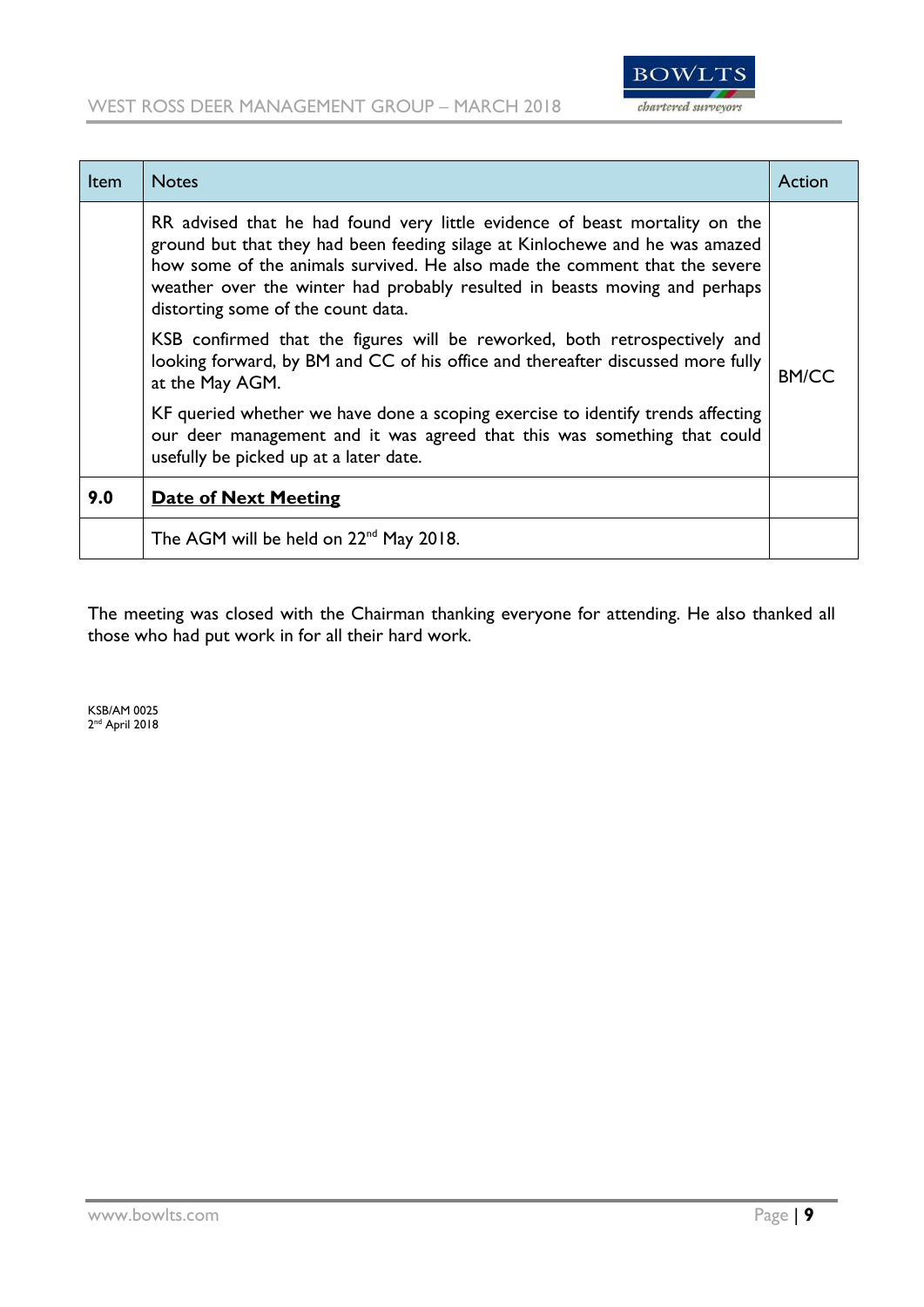| Item | Notes | Action |
| --- | --- | --- |
| | RR advised that he had found very little evidence of beast mortality on the ground but that they had been feeding silage at Kinlochewe and he was amazed how some of the animals survived. He also made the comment that the severe weather over the winter had probably resulted in beasts moving and perhaps distorting some of the count data.<br><br>KSB confirmed that the figures will be reworked, both retrospectively and looking forward, by BM and CC of his office and thereafter discussed more fully at the May AGM.<br><br>KF queried whether we have done a scoping exercise to identify trends affecting our deer management and it was agreed that this was something that could usefully be picked up at a later date. | BM/CC |
| **9.0** | **<u>Date of Next Meeting</u>** | |
| | The AGM will be held on 22nd May 2018. | |

The meeting was closed with the Chairman thanking everyone for attending. He also thanked all those who had put work in for all their hard work.

KSB/AM 0025
2nd April 2018